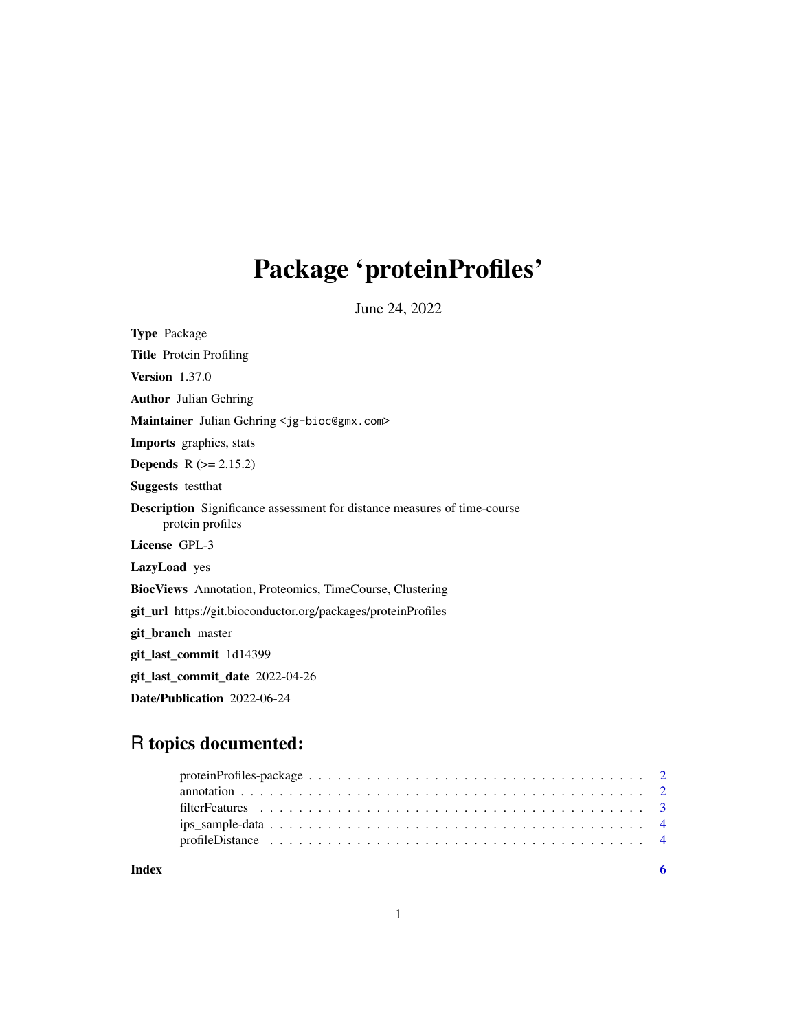# Package 'proteinProfiles'

June 24, 2022

**Type** Package

**Title** Protein Profiling

**Version** 1.37.0

**Author** Julian Gehring

**Maintainer** Julian Gehring <jg-bioc@gmx.com>

**Imports** graphics, stats

**Depends** R (>= 2.15.2)

**Suggests** testthat

**Description** Significance assessment for distance measures of time-course protein profiles

**License** GPL-3

**LazyLoad** yes

**BiocViews** Annotation, Proteomics, TimeCourse, Clustering

**git_url** https://git.bioconductor.org/packages/proteinProfiles

**git_branch** master

**git_last_commit** 1d14399

**git_last_commit_date** 2022-04-26

**Date/Publication** 2022-06-24

## R topics documented:

proteinProfiles-package . . . . . . . . . . . . . . . . . . . . . . . . . . . . . . . . . . 2
annotation . . . . . . . . . . . . . . . . . . . . . . . . . . . . . . . . . . . . . . . . . 2
filterFeatures . . . . . . . . . . . . . . . . . . . . . . . . . . . . . . . . . . . . . . . 3
ips_sample-data . . . . . . . . . . . . . . . . . . . . . . . . . . . . . . . . . . . . . . 4
profileDistance . . . . . . . . . . . . . . . . . . . . . . . . . . . . . . . . . . . . . . 4

**Index** **6**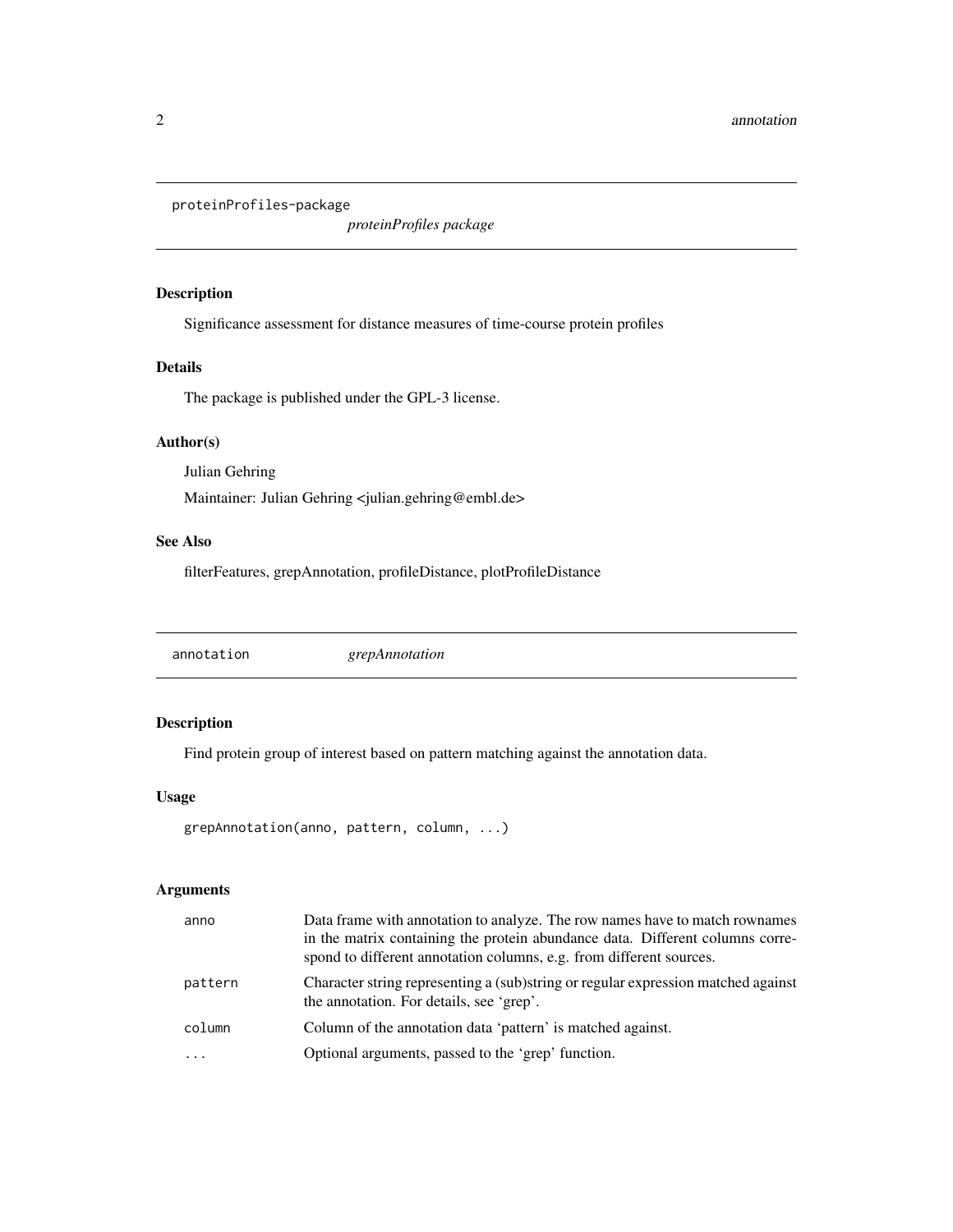## proteinProfiles-package &nbsp;&nbsp;&nbsp; *proteinProfiles package*

### Description

Significance assessment for distance measures of time-course protein profiles

### Details

The package is published under the GPL-3 license.

### Author(s)

Julian Gehring

Maintainer: Julian Gehring <julian.gehring@embl.de>

### See Also

filterFeatures, grepAnnotation, profileDistance, plotProfileDistance

## annotation &nbsp;&nbsp;&nbsp; *grepAnnotation*

### Description

Find protein group of interest based on pattern matching against the annotation data.

### Usage

```
grepAnnotation(anno, pattern, column, ...)
```

### Arguments

| | |
|---|---|
| anno | Data frame with annotation to analyze. The row names have to match rownames in the matrix containing the protein abundance data. Different columns correspond to different annotation columns, e.g. from different sources. |
| pattern | Character string representing a (sub)string or regular expression matched against the annotation. For details, see 'grep'. |
| column | Column of the annotation data 'pattern' is matched against. |
| ... | Optional arguments, passed to the 'grep' function. |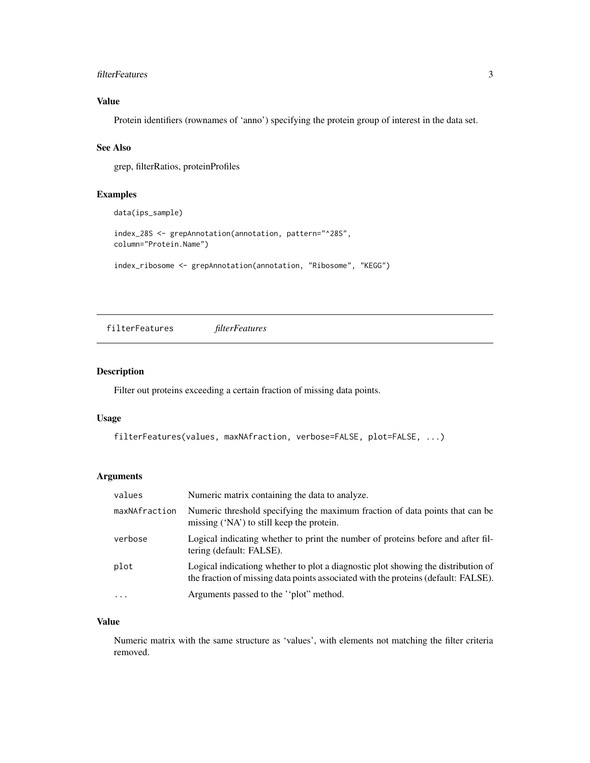### Value

Protein identifiers (rownames of 'anno') specifying the protein group of interest in the data set.

### See Also

grep, filterRatios, proteinProfiles

### Examples

```
data(ips_sample)

index_28S <- grepAnnotation(annotation, pattern="^28S",
column="Protein.Name")

index_ribosome <- grepAnnotation(annotation, "Ribosome", "KEGG")
```

---

## filterFeatures *filterFeatures*

---

### Description

Filter out proteins exceeding a certain fraction of missing data points.

### Usage

```
filterFeatures(values, maxNAfraction, verbose=FALSE, plot=FALSE, ...)
```

### Arguments

| | |
|---|---|
| values | Numeric matrix containing the data to analyze. |
| maxNAfraction | Numeric threshold specifying the maximum fraction of data points that can be missing ('NA') to still keep the protein. |
| verbose | Logical indicating whether to print the number of proteins before and after filtering (default: FALSE). |
| plot | Logical indicationg whether to plot a diagnostic plot showing the distribution of the fraction of missing data points associated with the proteins (default: FALSE). |
| ... | Arguments passed to the '"plot" method. |

### Value

Numeric matrix with the same structure as 'values', with elements not matching the filter criteria removed.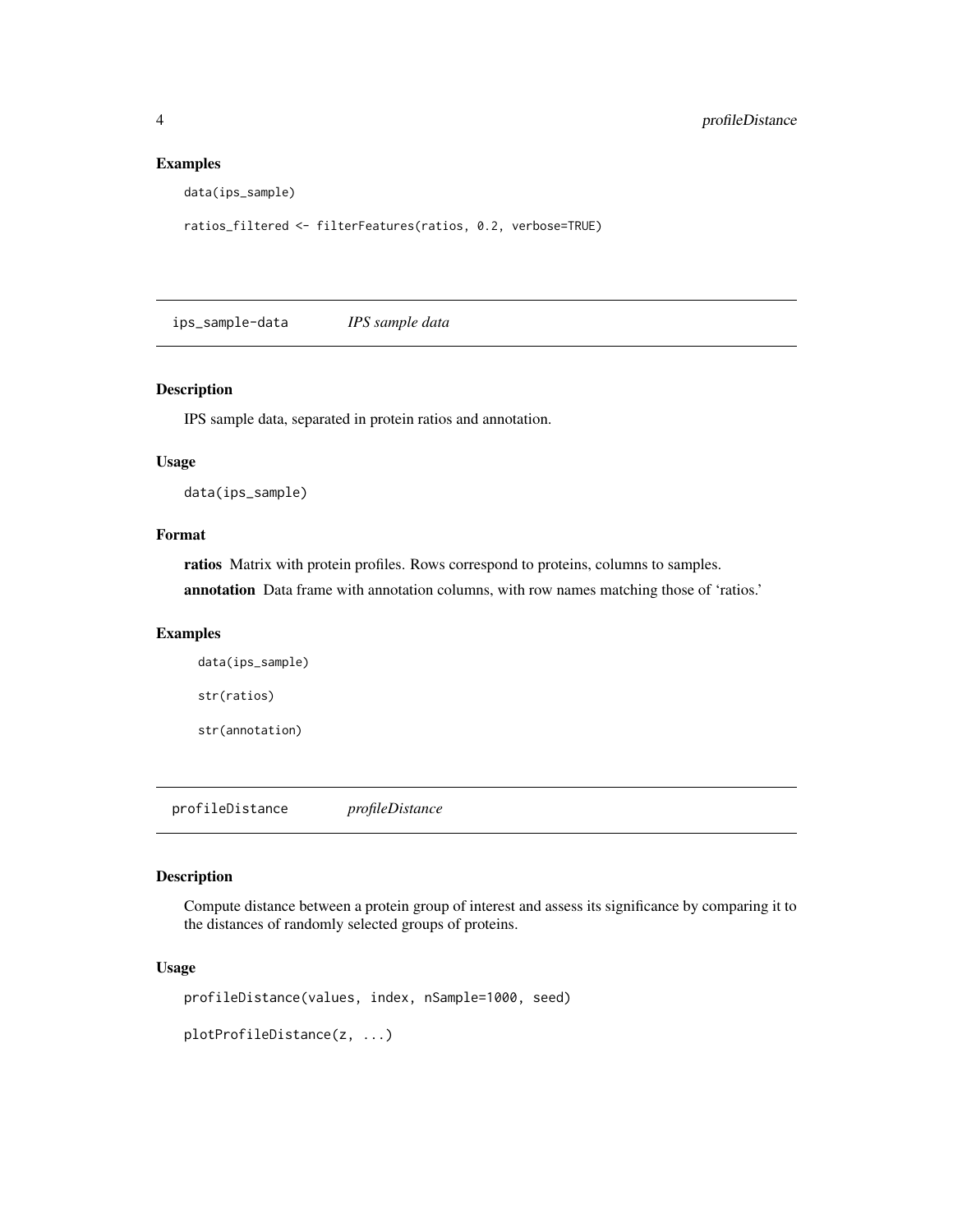## Examples

```
data(ips_sample)

ratios_filtered <- filterFeatures(ratios, 0.2, verbose=TRUE)
```

---

# ips_sample-data &nbsp;&nbsp;&nbsp; *IPS sample data*

## Description

IPS sample data, separated in protein ratios and annotation.

## Usage

```
data(ips_sample)
```

## Format

**ratios** Matrix with protein profiles. Rows correspond to proteins, columns to samples.

**annotation** Data frame with annotation columns, with row names matching those of 'ratios.'

## Examples

```
data(ips_sample)

str(ratios)

str(annotation)
```

---

# profileDistance &nbsp;&nbsp;&nbsp; *profileDistance*

## Description

Compute distance between a protein group of interest and assess its significance by comparing it to the distances of randomly selected groups of proteins.

## Usage

```
profileDistance(values, index, nSample=1000, seed)

plotProfileDistance(z, ...)
```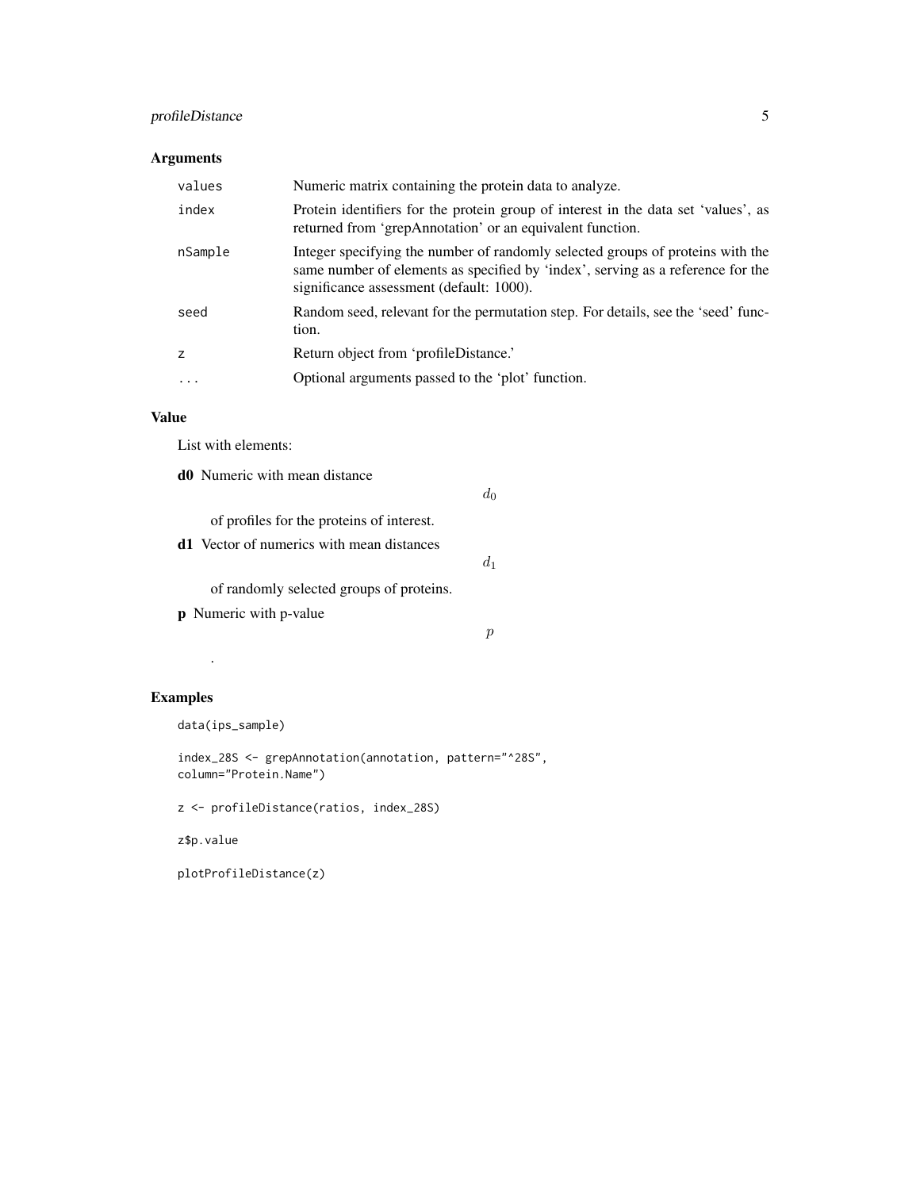## Arguments

| | |
|---|---|
| `values` | Numeric matrix containing the protein data to analyze. |
| `index` | Protein identifiers for the protein group of interest in the data set 'values', as returned from 'grepAnnotation' or an equivalent function. |
| `nSample` | Integer specifying the number of randomly selected groups of proteins with the same number of elements as specified by 'index', serving as a reference for the significance assessment (default: 1000). |
| `seed` | Random seed, relevant for the permutation step. For details, see the 'seed' function. |
| `z` | Return object from 'profileDistance.' |
| `...` | Optional arguments passed to the 'plot' function. |

## Value

List with elements:

**d0** Numeric with mean distance

$$d_0$$

of profiles for the proteins of interest.

**d1** Vector of numerics with mean distances

$$d_1$$

of randomly selected groups of proteins.

**p** Numeric with p-value

$$p$$

.

## Examples

```
data(ips_sample)

index_28S <- grepAnnotation(annotation, pattern="^28S",
column="Protein.Name")

z <- profileDistance(ratios, index_28S)

z$p.value

plotProfileDistance(z)
```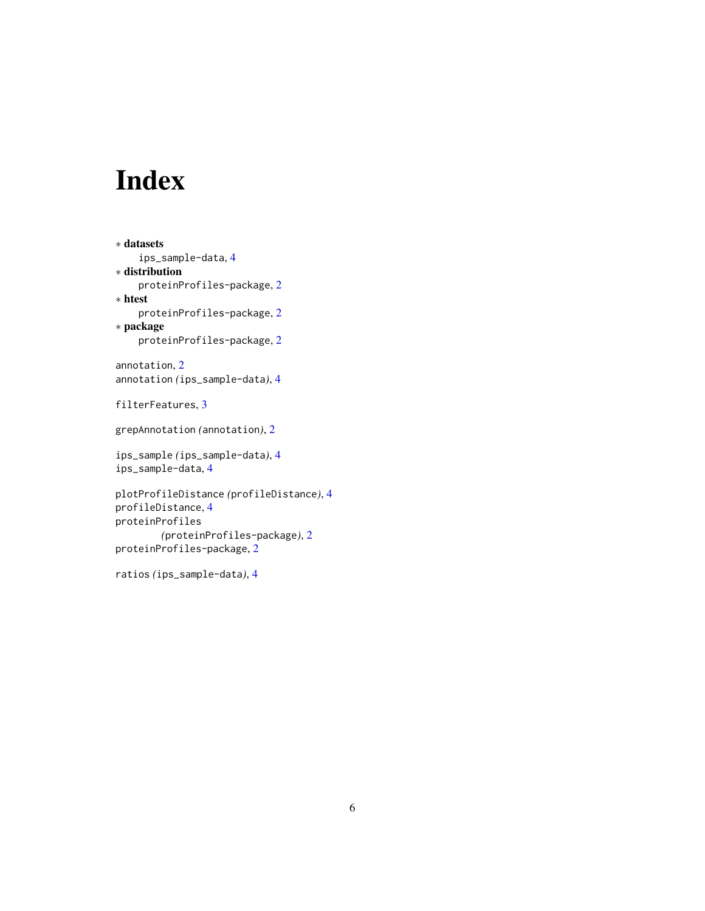# Index

∗ **datasets**
    ips_sample-data, 4
∗ **distribution**
    proteinProfiles-package, 2
∗ **htest**
    proteinProfiles-package, 2
∗ **package**
    proteinProfiles-package, 2

annotation, 2
annotation *(*ips_sample-data*)*, 4

filterFeatures, 3

grepAnnotation *(*annotation*)*, 2

ips_sample *(*ips_sample-data*)*, 4
ips_sample-data, 4

plotProfileDistance *(*profileDistance*)*, 4
profileDistance, 4
proteinProfiles
        *(*proteinProfiles-package*)*, 2
proteinProfiles-package, 2

ratios *(*ips_sample-data*)*, 4